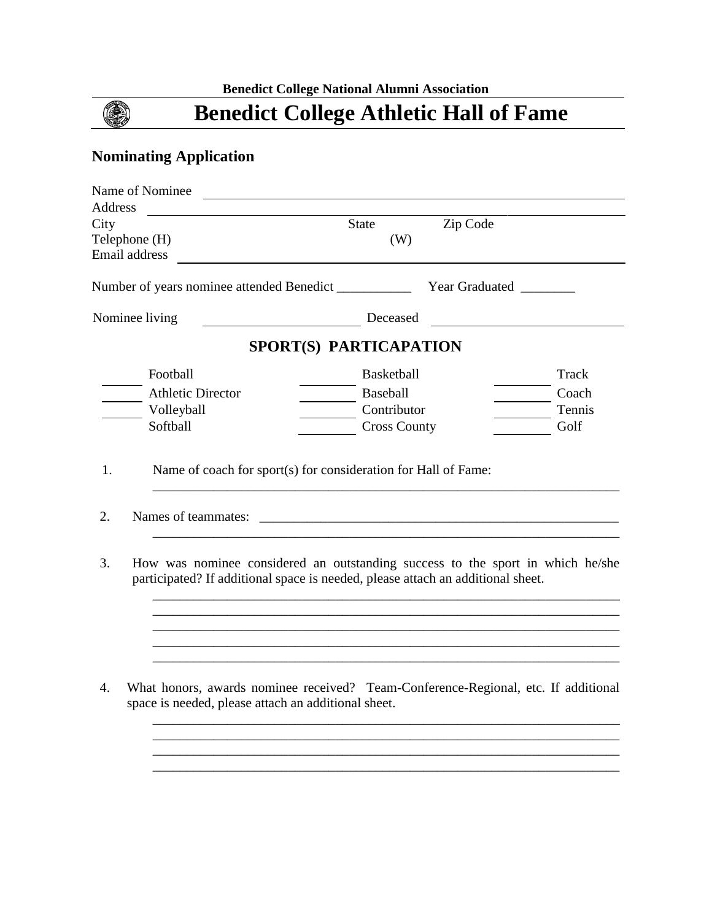Benedict College National Alumni Association

# Benedict College Athletic Hall of Fame

## Nominating Application

Name of Nominee ____________________________________________

Address ____________________________________________

City ____________ State ____________ Zip Code ____________

Telephone (H) ____________ (W) ____________

Email address ____________________________________________

Number of years nominee attended Benedict ___________ Year Graduated ________

Nominee living ____________________ Deceased ____________________

### SPORT(S) PARTICAPATION

| | | | | | |
|---|---|---|---|---|---|
| ______ | Football | ______ | Basketball | ______ | Track |
| ______ | Athletic Director | ______ | Baseball | ______ | Coach |
| ______ | Volleyball | ______ | Contributor | ______ | Tennis |
| ______ | Softball | ______ | Cross County | ______ | Golf |

1. Name of coach for sport(s) for consideration for Hall of Fame:
   ______________________________________________________________________

2. Names of teammates: ______________________________________________________
   ______________________________________________________________________

3. How was nominee considered an outstanding success to the sport in which he/she participated? If additional space is needed, please attach an additional sheet.
   ______________________________________________________________________
   ______________________________________________________________________
   ______________________________________________________________________
   ______________________________________________________________________
   ______________________________________________________________________

4. What honors, awards nominee received? Team-Conference-Regional, etc. If additional space is needed, please attach an additional sheet.
   ______________________________________________________________________
   ______________________________________________________________________
   ______________________________________________________________________
   ______________________________________________________________________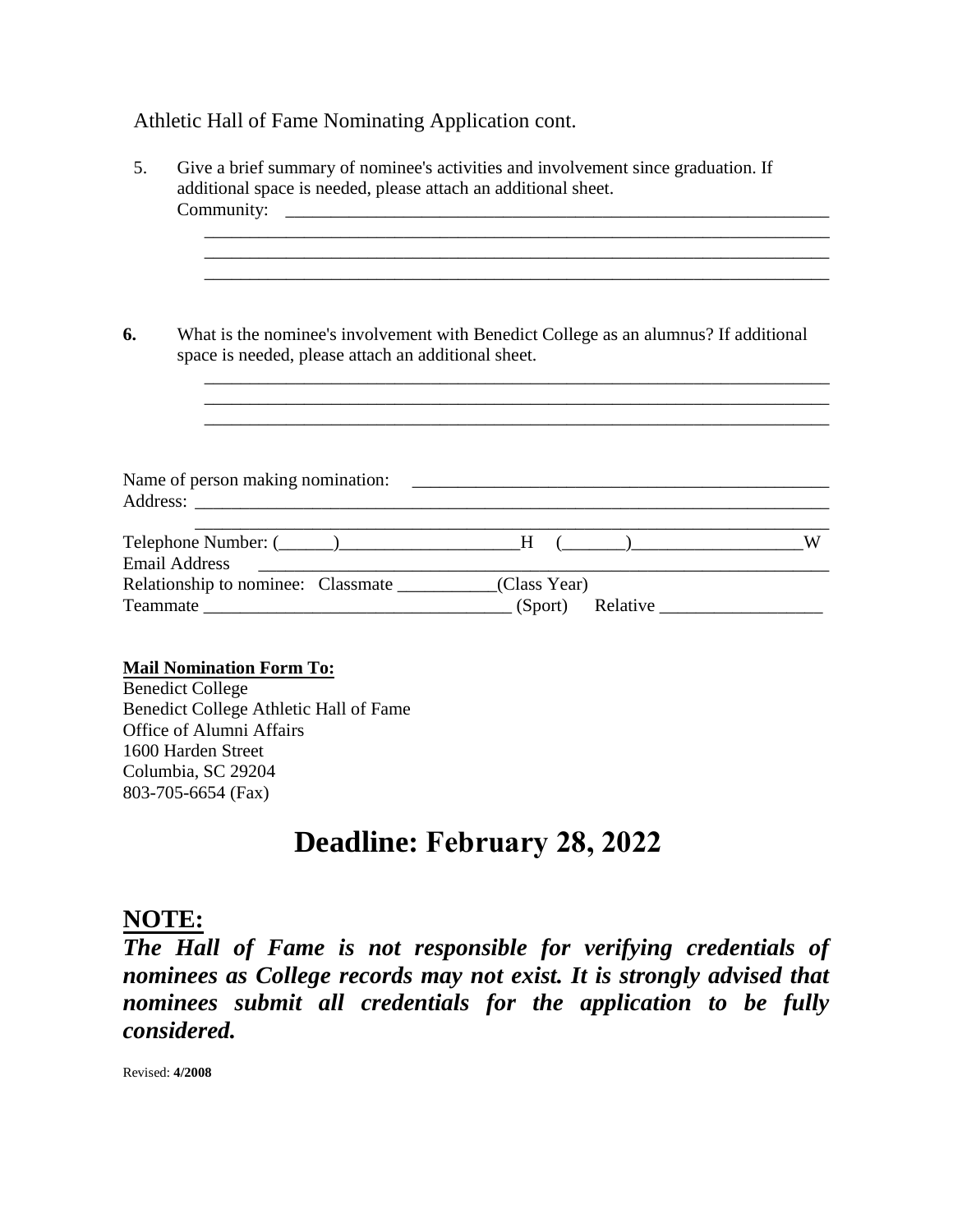Athletic Hall of Fame Nominating Application cont.

5. Give a brief summary of nominee's activities and involvement since graduation. If additional space is needed, please attach an additional sheet.
   Community: _______________________________________________________________
   _______________________________________________________________________
   _______________________________________________________________________
   _______________________________________________________________________

**6.** What is the nominee's involvement with Benedict College as an alumnus? If additional space is needed, please attach an additional sheet.
   _______________________________________________________________________
   _______________________________________________________________________
   _______________________________________________________________________

Name of person making nomination: _______________________________________________
Address: _______________________________________________________________________
_______________________________________________________________________
Telephone Number: (______)____________________H (_______)___________________W
Email Address _______________________________________________________________
Relationship to nominee: Classmate ___________(Class Year)
Teammate __________________________________ (Sport) Relative __________________

**Mail Nomination Form To:**
Benedict College
Benedict College Athletic Hall of Fame
Office of Alumni Affairs
1600 Harden Street
Columbia, SC 29204
803-705-6654 (Fax)

# Deadline: February 28, 2022

## NOTE:

***The Hall of Fame is not responsible for verifying credentials of nominees as College records may not exist. It is strongly advised that nominees submit all credentials for the application to be fully considered.***

Revised: **4/2008**